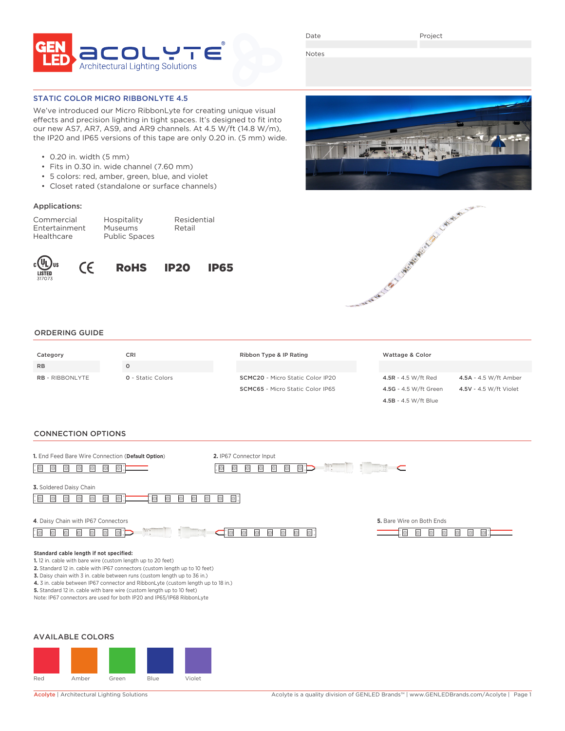GEN LED acolyte® Architectural Lighting Solutions

| Date | Project |
|---|---|
| | |

Notes

## STATIC COLOR MICRO RIBBONLYTE 4.5

We've introduced our Micro RibbonLyte for creating unique visual effects and precision lighting in tight spaces. It's designed to fit into our new AS7, AR7, AS9, and AR9 channels. At 4.5 W/ft (14.8 W/m), the IP20 and IP65 versions of this tape are only 0.20 in. (5 mm) wide.

- 0.20 in. width (5 mm)
- Fits in 0.30 in. wide channel (7.60 mm)
- 5 colors: red, amber, green, blue, and violet
- Closet rated (standalone or surface channels)

### Applications:

| | | |
|---|---|---|
| Commercial | Hospitality | Residential |
| Entertainment | Museums | Retail |
| Healthcare | Public Spaces | |

c UL us LISTED 317073 CE RoHS IP20 IP65

## ORDERING GUIDE

| Category | CRI | Ribbon Type & IP Rating | Wattage & Color | |
|---|---|---|---|---|
| RB | 0 | | | |
| RB - RIBBONLYTE | 0 - Static Colors | SCMC20 - Micro Static Color IP20 | 4.5R - 4.5 W/ft Red | 4.5A - 4.5 W/ft Amber |
| | | SCMC65 - Micro Static Color IP65 | 4.5G - 4.5 W/ft Green | 4.5V - 4.5 W/ft Violet |
| | | | 4.5B - 4.5 W/ft Blue | |

## CONNECTION OPTIONS

**1.** End Feed Bare Wire Connection (**Default Option**)

**2.** IP67 Connector Input

**3.** Soldered Daisy Chain

**4.** Daisy Chain with IP67 Connectors

**5.** Bare Wire on Both Ends

**Standard cable length if not specified:**
**1.** 12 in. cable with bare wire (custom length up to 20 feet)
**2.** Standard 12 in. cable with IP67 connectors (custom length up to 10 feet)
**3.** Daisy chain with 3 in. cable between runs (custom length up to 36 in.)
**4.** 3 in. cable between IP67 connector and RibbonLyte (custom length up to 18 in.)
**5.** Standard 12 in. cable with bare wire (custom length up to 10 feet)
Note: IP67 connectors are used for both IP20 and IP65/IP68 RibbonLyte

## AVAILABLE COLORS

Red Amber Green Blue Violet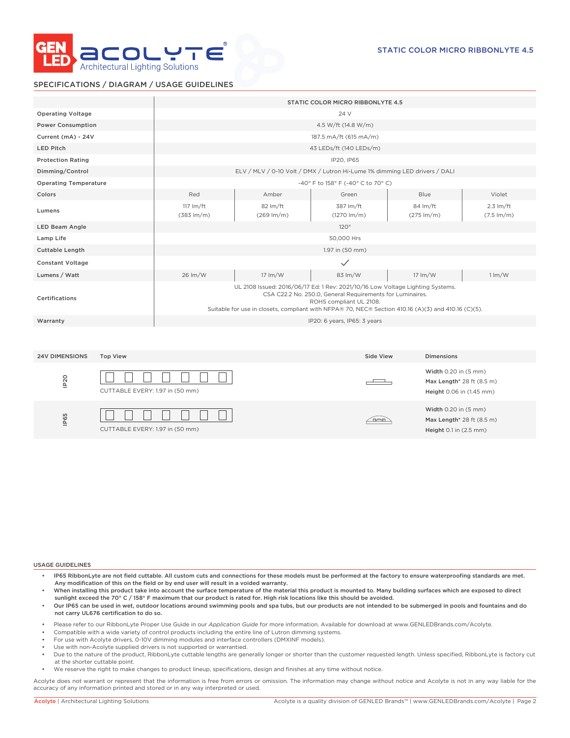STATIC COLOR MICRO RIBBONLYTE 4.5

## SPECIFICATIONS / DIAGRAM / USAGE GUIDELINES

| | STATIC COLOR MICRO RIBBONLYTE 4.5 | | | | |
|---|---|---|---|---|---|
| Operating Voltage | 24 V | | | | |
| Power Consumption | 4.5 W/ft (14.8 W/m) | | | | |
| Current (mA) - 24V | 187.5 mA/ft (615 mA/m) | | | | |
| LED Pitch | 43 LEDs/ft (140 LEDs/m) | | | | |
| Protection Rating | IP20, IP65 | | | | |
| Dimming/Control | ELV / MLV / 0-10 Volt / DMX / Lutron Hi-Lume 1% dimming LED drivers / DALI | | | | |
| Operating Temperature | -40° F to 158° F (-40° C to 70° C) | | | | |
| Colors | Red | Amber | Green | Blue | Violet |
| Lumens | 117 lm/ft (383 lm/m) | 82 lm/ft (269 lm/m) | 387 lm/ft (1270 lm/m) | 84 lm/ft (275 lm/m) | 2.3 lm/ft (7.5 lm/m) |
| LED Beam Angle | 120° | | | | |
| Lamp Life | 50,000 Hrs | | | | |
| Cuttable Length | 1.97 in (50 mm) | | | | |
| Constant Voltage | ✓ | | | | |
| Lumens / Watt | 26 lm/W | 17 lm/W | 83 lm/W | 17 lm/W | 1 lm/W |
| Certifications | UL 2108 Issued: 2016/06/17 Ed: 1 Rev: 2021/10/16 Low Voltage Lighting Systems. CSA C22.2 No. 250.0, General Requirements for Luminaires. ROHS compliant UL 2108. Suitable for use in closets, compliant with NFPA® 70, NEC® Section 410.16 (A)(3) and 410.16 (C)(5). | | | | |
| Warranty | IP20: 6 years, IP65: 3 years | | | | |

| 24V DIMENSIONS | Top View | Side View | Dimensions |
|---|---|---|---|
| IP20 | CUTTABLE EVERY: 1.97 in (50 mm) | | **Width** 0.20 in (5 mm) **Max Length*** 28 ft (8.5 m) **Height** 0.06 in (1.45 mm) |
| IP65 | CUTTABLE EVERY: 1.97 in (50 mm) | | **Width** 0.20 in (5 mm) **Max Length*** 28 ft (8.5 m) **Height** 0.1 in (2.5 mm) |

### USAGE GUIDELINES

- **IP65 RibbonLyte are not field cuttable. All custom cuts and connections for these models must be performed at the factory to ensure waterproofing standards are met. Any modification of this on the field or by end user will result in a voided warranty.**
- **When installing this product take into account the surface temperature of the material this product is mounted to. Many building surfaces which are exposed to direct sunlight exceed the 70° C / 158° F maximum that our product is rated for. High risk locations like this should be avoided.**
- **Our IP65 can be used in wet, outdoor locations around swimming pools and spa tubs, but our products are not intended to be submerged in pools and fountains and do not carry UL676 certification to do so.**

- Please refer to our RibbonLyte Proper Use Guide in our *Application Guide* for more information. Available for download at www.GENLEDBrands.com/Acolyte.
- Compatible with a wide variety of control products including the entire line of Lutron dimming systems.
- For use with Acolyte drivers, 0-10V dimming modules and interface controllers (DMXINF models).
- Use with non-Acolyte supplied drivers is not supported or warrantied.
- Due to the nature of the product, RibbonLyte cuttable lengths are generally longer or shorter than the customer requested length. Unless specified, RibbonLyte is factory cut at the shorter cuttable point.
- We reserve the right to make changes to product lineup, specifications, design and finishes at any time without notice.

Acolyte does not warrant or represent that the information is free from errors or omission. The information may change without notice and Acolyte is not in any way liable for the accuracy of any information printed and stored or in any way interpreted or used.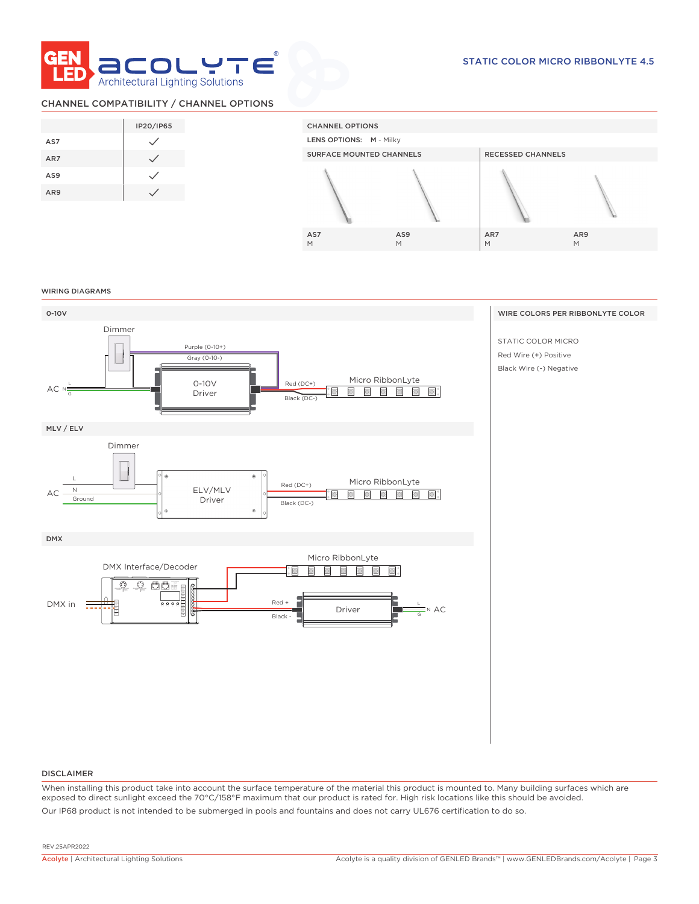STATIC COLOR MICRO RIBBONLYTE 4.5

## CHANNEL COMPATIBILITY / CHANNEL OPTIONS

| | IP20/IP65 |
|---|---|
| AS7 | ✓ |
| AR7 | ✓ |
| AS9 | ✓ |
| AR9 | ✓ |

CHANNEL OPTIONS

LENS OPTIONS: **M** - Milky

| SURFACE MOUNTED CHANNELS | | RECESSED CHANNELS | |
|---|---|---|---|
| AS7 M | AS9 M | AR7 M | AR9 M |

## WIRING DIAGRAMS

### 0-10V

Dimmer
Purple (0-10+)
Gray (0-10-)
AC L N G
0-10V Driver
Red (DC+)
Black (DC-)
Micro RibbonLyte

### MLV / ELV

Dimmer
AC L N Ground
ELV/MLV Driver
Red (DC+)
Black (DC-)
Micro RibbonLyte

### DMX

DMX Interface/Decoder
DMX in
Micro RibbonLyte
Red +
Black -
Driver
L N G AC

### WIRE COLORS PER RIBBONLYTE COLOR

STATIC COLOR MICRO

Red Wire (+) Positive

Black Wire (-) Negative

## DISCLAIMER

When installing this product take into account the surface temperature of the material this product is mounted to. Many building surfaces which are exposed to direct sunlight exceed the 70°C/158°F maximum that our product is rated for. High risk locations like this should be avoided.

Our IP68 product is not intended to be submerged in pools and fountains and does not carry UL676 certification to do so.

REV.25APR2022